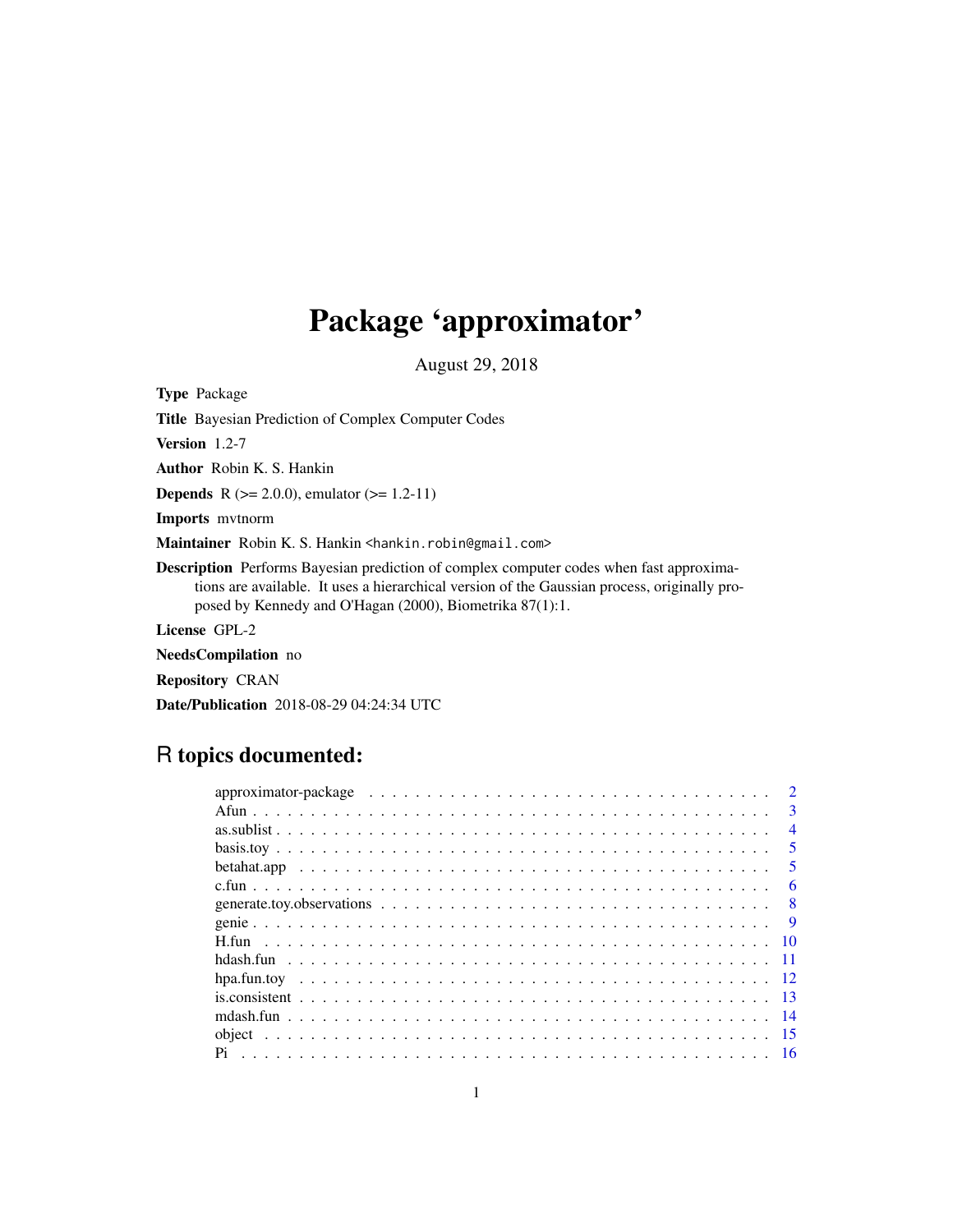# Package 'approximator'

August 29, 2018

**Type** Package

**Title** Bayesian Prediction of Complex Computer Codes

**Version** 1.2-7

**Author** Robin K. S. Hankin

**Depends** R (>= 2.0.0), emulator (>= 1.2-11)

**Imports** mvtnorm

**Maintainer** Robin K. S. Hankin <hankin.robin@gmail.com>

**Description** Performs Bayesian prediction of complex computer codes when fast approximations are available. It uses a hierarchical version of the Gaussian process, originally proposed by Kennedy and O'Hagan (2000), Biometrika 87(1):1.

**License** GPL-2

**NeedsCompilation** no

**Repository** CRAN

**Date/Publication** 2018-08-29 04:24:34 UTC

## R topics documented:

| | |
|---|---|
| approximator-package | 2 |
| Afun | 3 |
| as.sublist | 4 |
| basis.toy | 5 |
| betahat.app | 5 |
| c.fun | 6 |
| generate.toy.observations | 8 |
| genie | 9 |
| H.fun | 10 |
| hdash.fun | 11 |
| hpa.fun.toy | 12 |
| is.consistent | 13 |
| mdash.fun | 14 |
| object | 15 |
| Pi | 16 |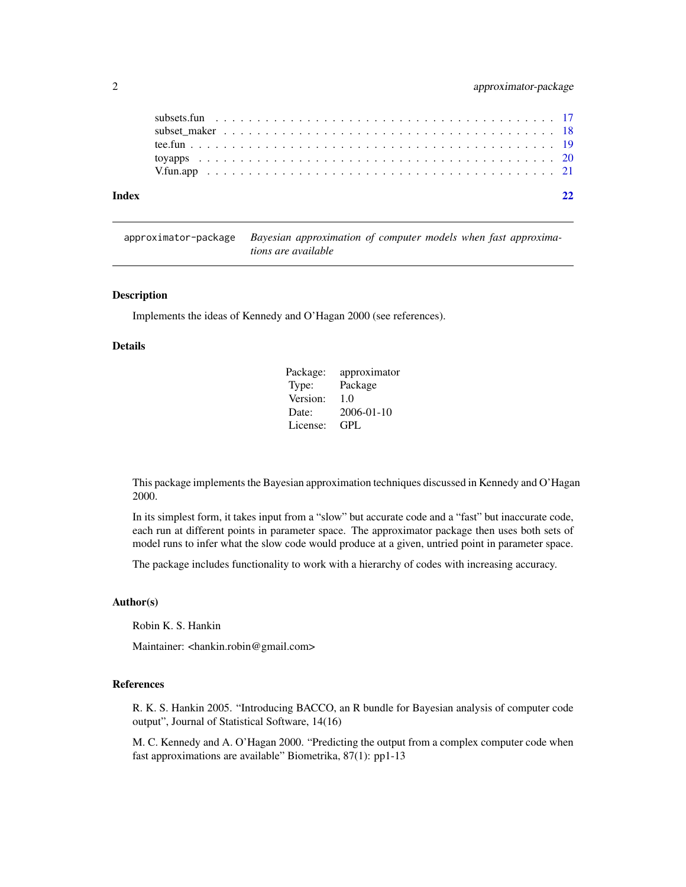subsets.fun . . . . . . . . . . . . . . . . . . . . . . . . . . . . . . . . . . . . 17
subset_maker . . . . . . . . . . . . . . . . . . . . . . . . . . . . . . . . . . . 18
tee.fun . . . . . . . . . . . . . . . . . . . . . . . . . . . . . . . . . . . . . . 19
toyapps . . . . . . . . . . . . . . . . . . . . . . . . . . . . . . . . . . . . . . 20
V.fun.app . . . . . . . . . . . . . . . . . . . . . . . . . . . . . . . . . . . . . 21

**Index** **22**

---

`approximator-package` *Bayesian approximation of computer models when fast approximations are available*

---

### Description

Implements the ideas of Kennedy and O'Hagan 2000 (see references).

### Details

| | |
|---|---|
| Package: | approximator |
| Type: | Package |
| Version: | 1.0 |
| Date: | 2006-01-10 |
| License: | GPL |

This package implements the Bayesian approximation techniques discussed in Kennedy and O'Hagan 2000.

In its simplest form, it takes input from a "slow" but accurate code and a "fast" but inaccurate code, each run at different points in parameter space. The approximator package then uses both sets of model runs to infer what the slow code would produce at a given, untried point in parameter space.

The package includes functionality to work with a hierarchy of codes with increasing accuracy.

### Author(s)

Robin K. S. Hankin

Maintainer: <hankin.robin@gmail.com>

### References

R. K. S. Hankin 2005. "Introducing BACCO, an R bundle for Bayesian analysis of computer code output", Journal of Statistical Software, 14(16)

M. C. Kennedy and A. O'Hagan 2000. "Predicting the output from a complex computer code when fast approximations are available" Biometrika, 87(1): pp1-13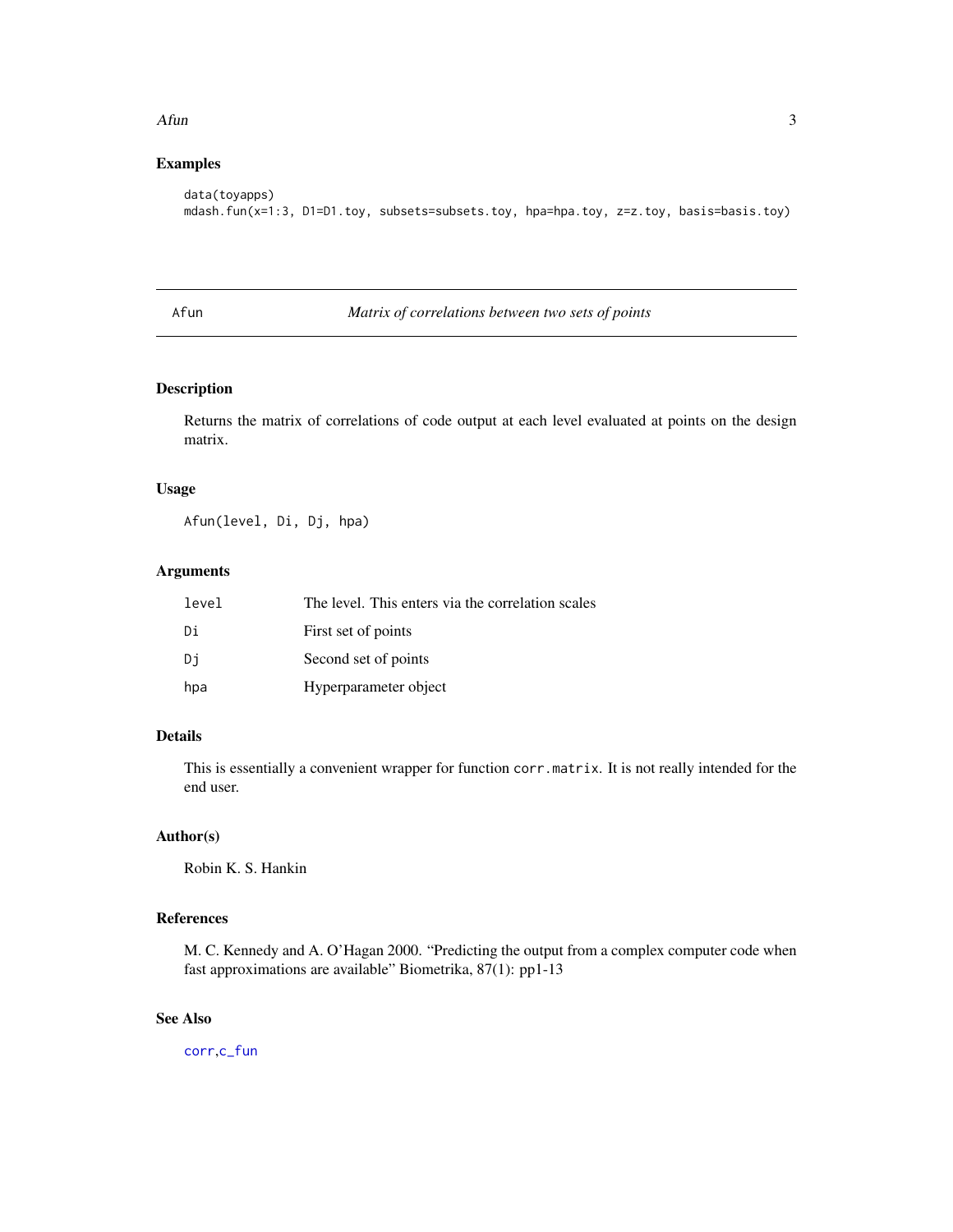## Examples

```
data(toyapps)
mdash.fun(x=1:3, D1=D1.toy, subsets=subsets.toy, hpa=hpa.toy, z=z.toy, basis=basis.toy)
```

---

# Afun — *Matrix of correlations between two sets of points*

---

## Description

Returns the matrix of correlations of code output at each level evaluated at points on the design matrix.

## Usage

```
Afun(level, Di, Dj, hpa)
```

## Arguments

| | |
|---|---|
| `level` | The level. This enters via the correlation scales |
| `Di` | First set of points |
| `Dj` | Second set of points |
| `hpa` | Hyperparameter object |

## Details

This is essentially a convenient wrapper for function `corr.matrix`. It is not really intended for the end user.

## Author(s)

Robin K. S. Hankin

## References

M. C. Kennedy and A. O'Hagan 2000. "Predicting the output from a complex computer code when fast approximations are available" Biometrika, 87(1): pp1-13

## See Also

corr, c_fun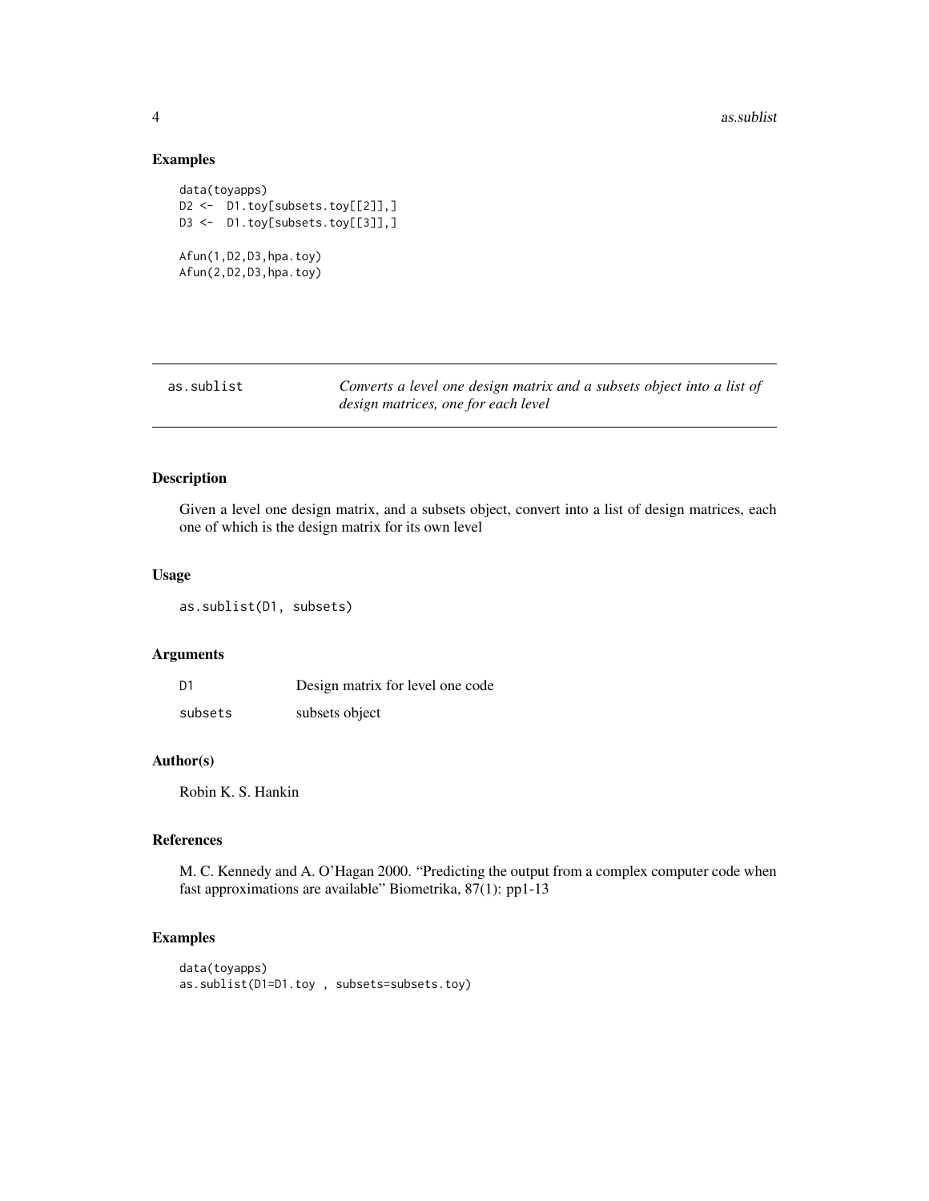### Examples

```
data(toyapps)
D2 <-  D1.toy[subsets.toy[[2]],]
D3 <-  D1.toy[subsets.toy[[3]],]

Afun(1,D2,D3,hpa.toy)
Afun(2,D2,D3,hpa.toy)
```

---

## as.sublist — *Converts a level one design matrix and a subsets object into a list of design matrices, one for each level*

---

### Description

Given a level one design matrix, and a subsets object, convert into a list of design matrices, each one of which is the design matrix for its own level

### Usage

```
as.sublist(D1, subsets)
```

### Arguments

| | |
|---|---|
| D1 | Design matrix for level one code |
| subsets | subsets object |

### Author(s)

Robin K. S. Hankin

### References

M. C. Kennedy and A. O'Hagan 2000. "Predicting the output from a complex computer code when fast approximations are available" Biometrika, 87(1): pp1-13

### Examples

```
data(toyapps)
as.sublist(D1=D1.toy , subsets=subsets.toy)
```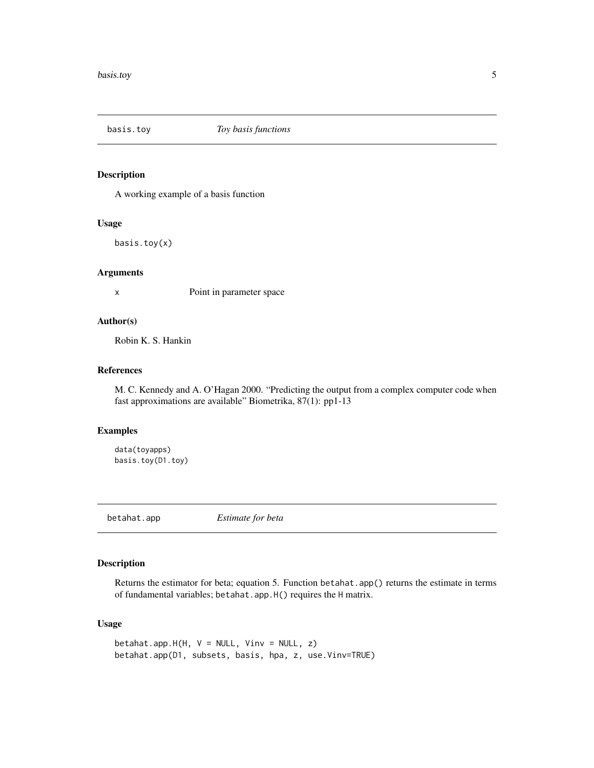## basis.toy *Toy basis functions*

### Description

A working example of a basis function

### Usage

```
basis.toy(x)
```

### Arguments

| | |
|---|---|
| `x` | Point in parameter space |

### Author(s)

Robin K. S. Hankin

### References

M. C. Kennedy and A. O'Hagan 2000. "Predicting the output from a complex computer code when fast approximations are available" Biometrika, 87(1): pp1-13

### Examples

```
data(toyapps)
basis.toy(D1.toy)
```

## betahat.app *Estimate for beta*

### Description

Returns the estimator for beta; equation 5. Function `betahat.app()` returns the estimate in terms of fundamental variables; `betahat.app.H()` requires the `H` matrix.

### Usage

```
betahat.app.H(H, V = NULL, Vinv = NULL, z)
betahat.app(D1, subsets, basis, hpa, z, use.Vinv=TRUE)
```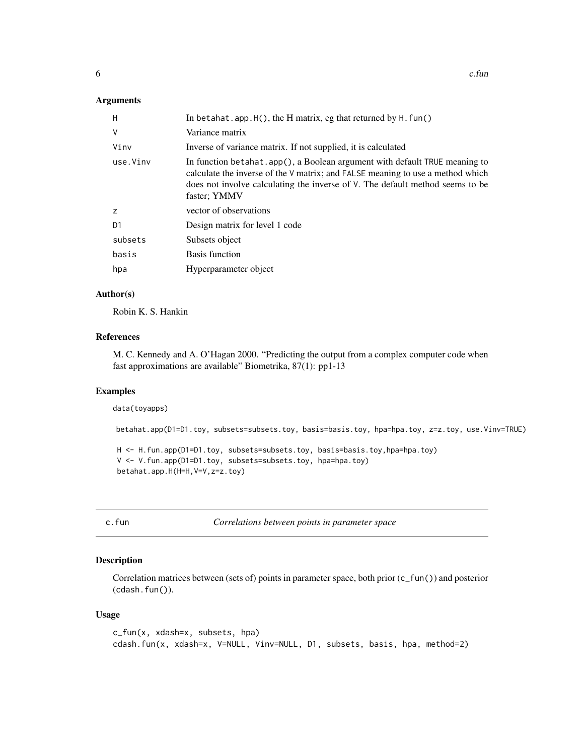### Arguments

| | |
|---|---|
| H | In `betahat.app.H()`, the H matrix, eg that returned by `H.fun()` |
| V | Variance matrix |
| Vinv | Inverse of variance matrix. If not supplied, it is calculated |
| use.Vinv | In function `betahat.app()`, a Boolean argument with default `TRUE` meaning to calculate the inverse of the `V` matrix; and `FALSE` meaning to use a method which does not involve calculating the inverse of `V`. The default method seems to be faster; YMMV |
| z | vector of observations |
| D1 | Design matrix for level 1 code |
| subsets | Subsets object |
| basis | Basis function |
| hpa | Hyperparameter object |

### Author(s)

Robin K. S. Hankin

### References

M. C. Kennedy and A. O'Hagan 2000. "Predicting the output from a complex computer code when fast approximations are available" Biometrika, 87(1): pp1-13

### Examples

```
data(toyapps)

 betahat.app(D1=D1.toy, subsets=subsets.toy, basis=basis.toy, hpa=hpa.toy, z=z.toy, use.Vinv=TRUE)

 H <- H.fun.app(D1=D1.toy, subsets=subsets.toy, basis=basis.toy,hpa=hpa.toy)
 V <- V.fun.app(D1=D1.toy, subsets=subsets.toy, hpa=hpa.toy)
 betahat.app.H(H=H,V=V,z=z.toy)
```

---

## c.fun *Correlations between points in parameter space*

### Description

Correlation matrices between (sets of) points in parameter space, both prior (`c_fun()`) and posterior (`cdash.fun()`).

### Usage

```
c_fun(x, xdash=x, subsets, hpa)
cdash.fun(x, xdash=x, V=NULL, Vinv=NULL, D1, subsets, basis, hpa, method=2)
```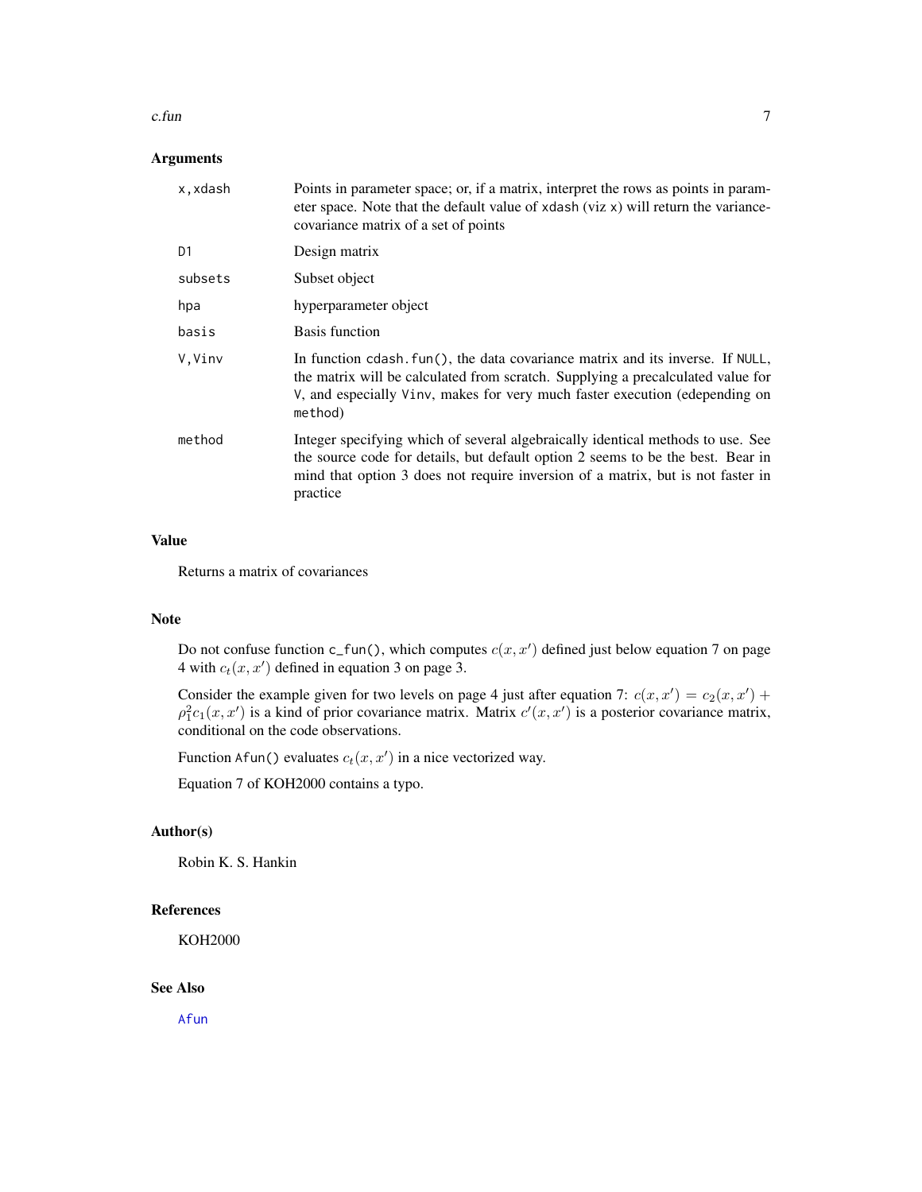## Arguments

| | |
|---|---|
| `x,xdash` | Points in parameter space; or, if a matrix, interpret the rows as points in parameter space. Note that the default value of `xdash` (viz `x`) will return the variance-covariance matrix of a set of points |
| `D1` | Design matrix |
| `subsets` | Subset object |
| `hpa` | hyperparameter object |
| `basis` | Basis function |
| `V,Vinv` | In function `cdash.fun()`, the data covariance matrix and its inverse. If `NULL`, the matrix will be calculated from scratch. Supplying a precalculated value for `V`, and especially `Vinv`, makes for very much faster execution (edepending on `method`) |
| `method` | Integer specifying which of several algebraically identical methods to use. See the source code for details, but default option 2 seems to be the best. Bear in mind that option 3 does not require inversion of a matrix, but is not faster in practice |

## Value

Returns a matrix of covariances

## Note

Do not confuse function `c_fun()`, which computes $c(x, x')$ defined just below equation 7 on page 4 with $c_t(x, x')$ defined in equation 3 on page 3.

Consider the example given for two levels on page 4 just after equation 7: $c(x, x') = c_2(x, x') + \rho_1^2 c_1(x, x')$ is a kind of prior covariance matrix. Matrix $c'(x, x')$ is a posterior covariance matrix, conditional on the code observations.

Function `Afun()` evaluates $c_t(x, x')$ in a nice vectorized way.

Equation 7 of KOH2000 contains a typo.

## Author(s)

Robin K. S. Hankin

## References

KOH2000

## See Also

Afun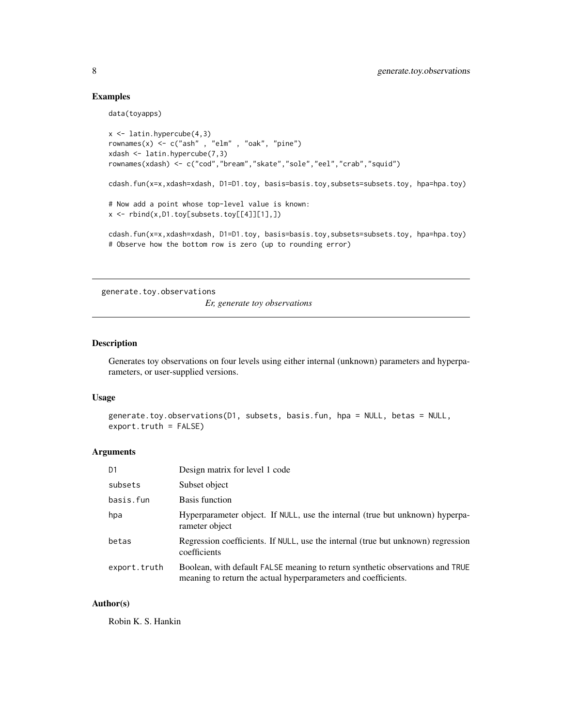### Examples

```
data(toyapps)

x <- latin.hypercube(4,3)
rownames(x) <- c("ash" , "elm" , "oak", "pine")
xdash <- latin.hypercube(7,3)
rownames(xdash) <- c("cod","bream","skate","sole","eel","crab","squid")

cdash.fun(x=x,xdash=xdash, D1=D1.toy, basis=basis.toy,subsets=subsets.toy, hpa=hpa.toy)

# Now add a point whose top-level value is known:
x <- rbind(x,D1.toy[subsets.toy[[4]][1],])

cdash.fun(x=x,xdash=xdash, D1=D1.toy, basis=basis.toy,subsets=subsets.toy, hpa=hpa.toy)
# Observe how the bottom row is zero (up to rounding error)
```

---

## generate.toy.observations — *Er, generate toy observations*

### Description

Generates toy observations on four levels using either internal (unknown) parameters and hyperparameters, or user-supplied versions.

### Usage

```
generate.toy.observations(D1, subsets, basis.fun, hpa = NULL, betas = NULL,
export.truth = FALSE)
```

### Arguments

| | |
|---|---|
| D1 | Design matrix for level 1 code |
| subsets | Subset object |
| basis.fun | Basis function |
| hpa | Hyperparameter object. If NULL, use the internal (true but unknown) hyperparameter object |
| betas | Regression coefficients. If NULL, use the internal (true but unknown) regression coefficients |
| export.truth | Boolean, with default FALSE meaning to return synthetic observations and TRUE meaning to return the actual hyperparameters and coefficients. |

### Author(s)

Robin K. S. Hankin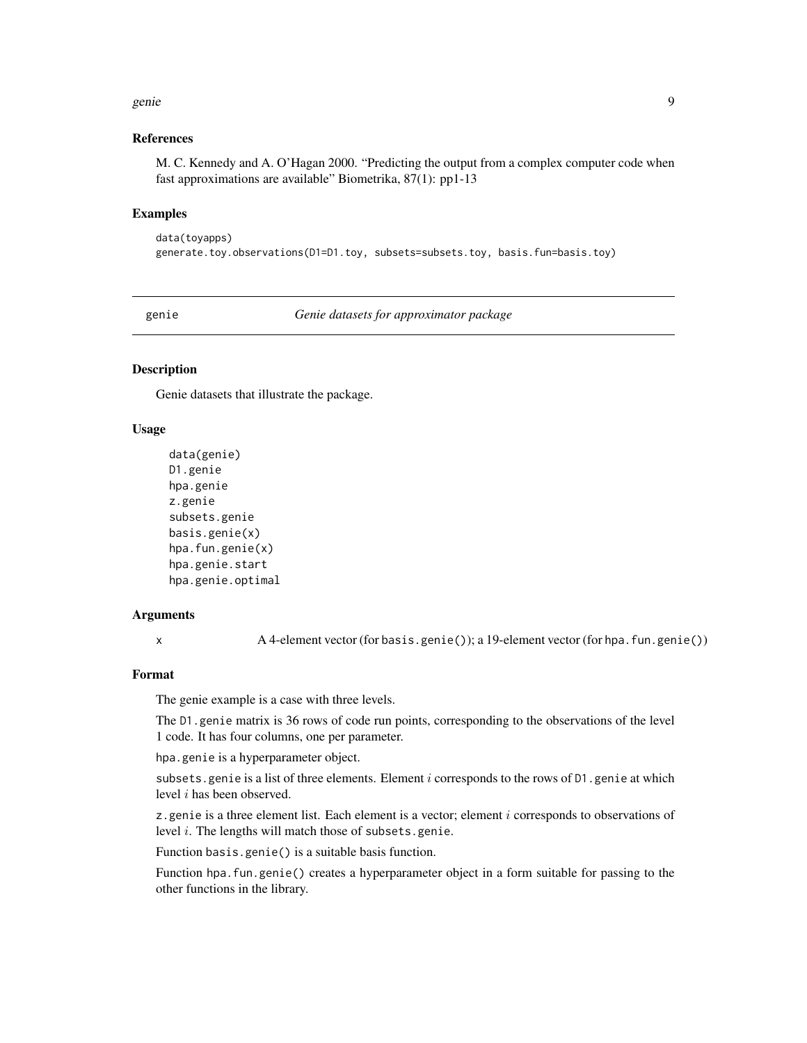### References

M. C. Kennedy and A. O'Hagan 2000. "Predicting the output from a complex computer code when fast approximations are available" Biometrika, 87(1): pp1-13

### Examples

```
data(toyapps)
generate.toy.observations(D1=D1.toy, subsets=subsets.toy, basis.fun=basis.toy)
```

---

## genie — *Genie datasets for approximator package*

### Description

Genie datasets that illustrate the package.

### Usage

```
data(genie)
D1.genie
hpa.genie
z.genie
subsets.genie
basis.genie(x)
hpa.fun.genie(x)
hpa.genie.start
hpa.genie.optimal
```

### Arguments

| | |
|---|---|
| x | A 4-element vector (for `basis.genie()`); a 19-element vector (for `hpa.fun.genie()`) |

### Format

The genie example is a case with three levels.

The `D1.genie` matrix is 36 rows of code run points, corresponding to the observations of the level 1 code. It has four columns, one per parameter.

`hpa.genie` is a hyperparameter object.

`subsets.genie` is a list of three elements. Element $i$ corresponds to the rows of `D1.genie` at which level $i$ has been observed.

`z.genie` is a three element list. Each element is a vector; element $i$ corresponds to observations of level $i$. The lengths will match those of `subsets.genie`.

Function `basis.genie()` is a suitable basis function.

Function `hpa.fun.genie()` creates a hyperparameter object in a form suitable for passing to the other functions in the library.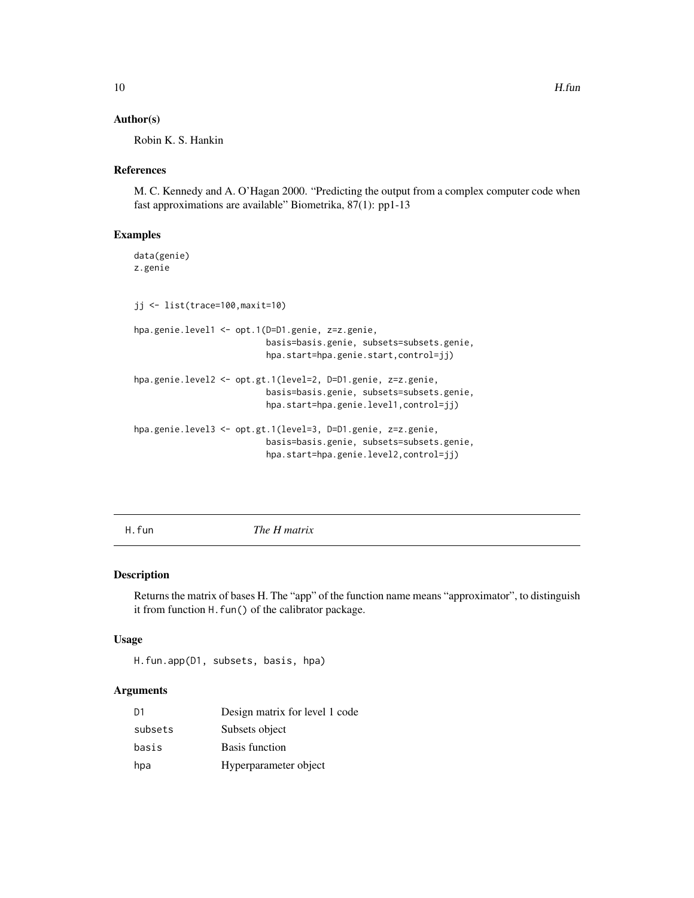### Author(s)

Robin K. S. Hankin

### References

M. C. Kennedy and A. O'Hagan 2000. "Predicting the output from a complex computer code when fast approximations are available" Biometrika, 87(1): pp1-13

### Examples

```
data(genie)
z.genie


jj <- list(trace=100,maxit=10)

hpa.genie.level1 <- opt.1(D=D1.genie, z=z.genie,
                          basis=basis.genie, subsets=subsets.genie,
                          hpa.start=hpa.genie.start,control=jj)

hpa.genie.level2 <- opt.gt.1(level=2, D=D1.genie, z=z.genie,
                          basis=basis.genie, subsets=subsets.genie,
                          hpa.start=hpa.genie.level1,control=jj)

hpa.genie.level3 <- opt.gt.1(level=3, D=D1.genie, z=z.genie,
                          basis=basis.genie, subsets=subsets.genie,
                          hpa.start=hpa.genie.level2,control=jj)
```

---

## H.fun &nbsp;&nbsp;&nbsp;&nbsp; *The H matrix*

### Description

Returns the matrix of bases H. The "app" of the function name means "approximator", to distinguish it from function `H.fun()` of the calibrator package.

### Usage

```
H.fun.app(D1, subsets, basis, hpa)
```

### Arguments

| | |
|---|---|
| `D1` | Design matrix for level 1 code |
| `subsets` | Subsets object |
| `basis` | Basis function |
| `hpa` | Hyperparameter object |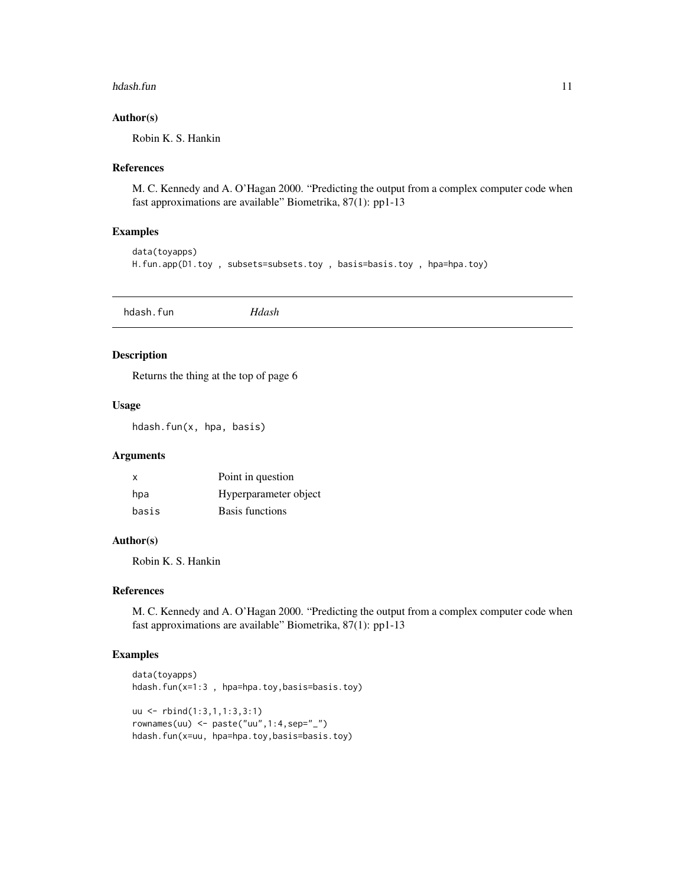### Author(s)

Robin K. S. Hankin

### References

M. C. Kennedy and A. O'Hagan 2000. "Predicting the output from a complex computer code when fast approximations are available" Biometrika, 87(1): pp1-13

### Examples

```
data(toyapps)
H.fun.app(D1.toy , subsets=subsets.toy , basis=basis.toy , hpa=hpa.toy)
```

---

## hdash.fun *Hdash*

### Description

Returns the thing at the top of page 6

### Usage

```
hdash.fun(x, hpa, basis)
```

### Arguments

| | |
|---|---|
| x | Point in question |
| hpa | Hyperparameter object |
| basis | Basis functions |

### Author(s)

Robin K. S. Hankin

### References

M. C. Kennedy and A. O'Hagan 2000. "Predicting the output from a complex computer code when fast approximations are available" Biometrika, 87(1): pp1-13

### Examples

```
data(toyapps)
hdash.fun(x=1:3 , hpa=hpa.toy,basis=basis.toy)

uu <- rbind(1:3,1,1:3,3:1)
rownames(uu) <- paste("uu",1:4,sep="_")
hdash.fun(x=uu, hpa=hpa.toy,basis=basis.toy)
```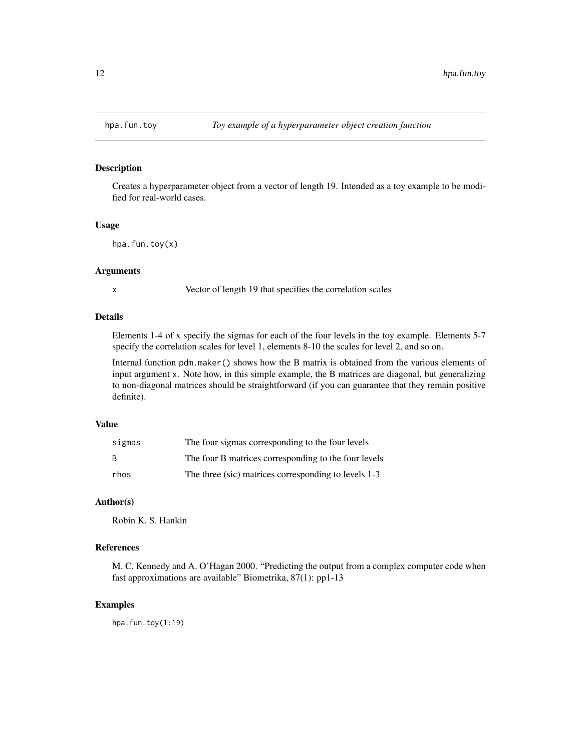# hpa.fun.toy — *Toy example of a hyperparameter object creation function*

## Description

Creates a hyperparameter object from a vector of length 19. Intended as a toy example to be modified for real-world cases.

## Usage

```
hpa.fun.toy(x)
```

## Arguments

| | |
|---|---|
| `x` | Vector of length 19 that specifies the correlation scales |

## Details

Elements 1-4 of x specify the sigmas for each of the four levels in the toy example. Elements 5-7 specify the correlation scales for level 1, elements 8-10 the scales for level 2, and so on.

Internal function `pdm.maker()` shows how the B matrix is obtained from the various elements of input argument `x`. Note how, in this simple example, the B matrices are diagonal, but generalizing to non-diagonal matrices should be straightforward (if you can guarantee that they remain positive definite).

## Value

| | |
|---|---|
| `sigmas` | The four sigmas corresponding to the four levels |
| `B` | The four B matrices corresponding to the four levels |
| `rhos` | The three (sic) matrices corresponding to levels 1-3 |

## Author(s)

Robin K. S. Hankin

## References

M. C. Kennedy and A. O'Hagan 2000. "Predicting the output from a complex computer code when fast approximations are available" Biometrika, 87(1): pp1-13

## Examples

```
hpa.fun.toy(1:19)
```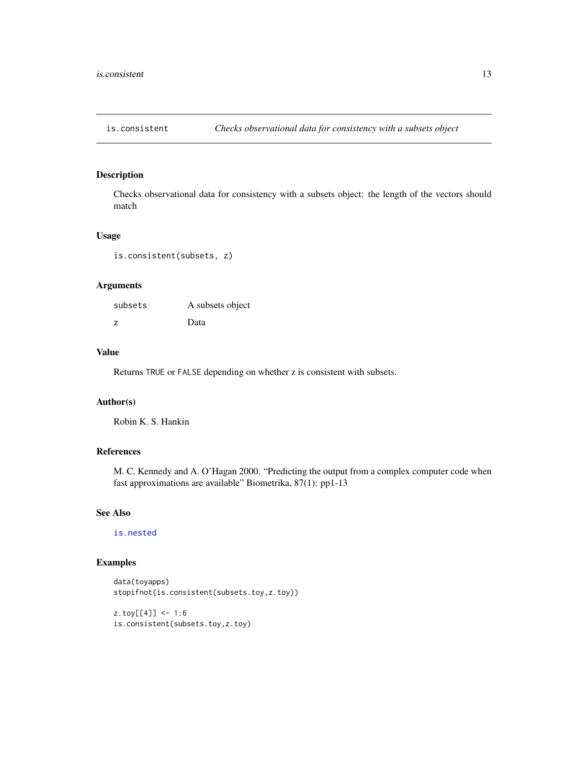## is.consistent — *Checks observational data for consistency with a subsets object*

### Description

Checks observational data for consistency with a subsets object: the length of the vectors should match

### Usage

```
is.consistent(subsets, z)
```

### Arguments

| | |
|---|---|
| `subsets` | A subsets object |
| `z` | Data |

### Value

Returns `TRUE` or `FALSE` depending on whether z is consistent with subsets.

### Author(s)

Robin K. S. Hankin

### References

M. C. Kennedy and A. O'Hagan 2000. "Predicting the output from a complex computer code when fast approximations are available" Biometrika, 87(1): pp1-13

### See Also

`is.nested`

### Examples

```
data(toyapps)
stopifnot(is.consistent(subsets.toy,z.toy))

z.toy[[4]] <- 1:6
is.consistent(subsets.toy,z.toy)
```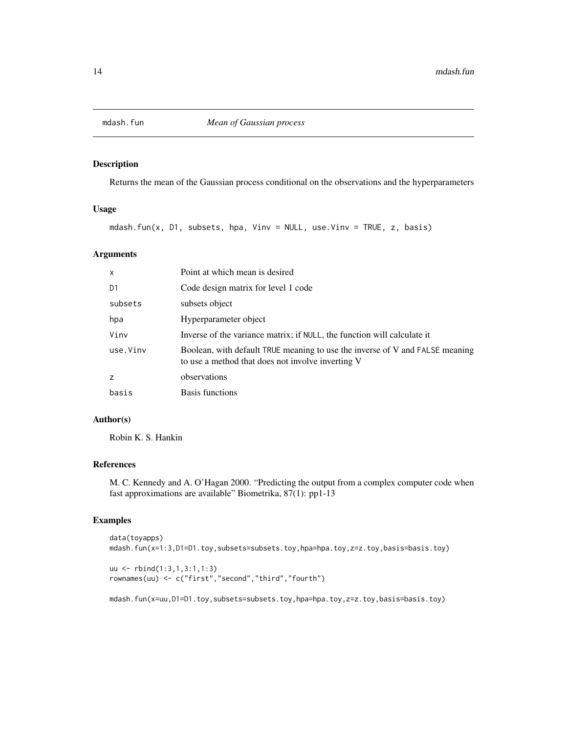# mdash.fun — *Mean of Gaussian process*

## Description

Returns the mean of the Gaussian process conditional on the observations and the hyperparameters

## Usage

```
mdash.fun(x, D1, subsets, hpa, Vinv = NULL, use.Vinv = TRUE, z, basis)
```

## Arguments

| | |
|---|---|
| `x` | Point at which mean is desired |
| `D1` | Code design matrix for level 1 code |
| `subsets` | subsets object |
| `hpa` | Hyperparameter object |
| `Vinv` | Inverse of the variance matrix; if `NULL`, the function will calculate it |
| `use.Vinv` | Boolean, with default `TRUE` meaning to use the inverse of V and `FALSE` meaning to use a method that does not involve inverting V |
| `z` | observations |
| `basis` | Basis functions |

## Author(s)

Robin K. S. Hankin

## References

M. C. Kennedy and A. O'Hagan 2000. "Predicting the output from a complex computer code when fast approximations are available" Biometrika, 87(1): pp1-13

## Examples

```
data(toyapps)
mdash.fun(x=1:3,D1=D1.toy,subsets=subsets.toy,hpa=hpa.toy,z=z.toy,basis=basis.toy)

uu <- rbind(1:3,1,3:1,1:3)
rownames(uu) <- c("first","second","third","fourth")

mdash.fun(x=uu,D1=D1.toy,subsets=subsets.toy,hpa=hpa.toy,z=z.toy,basis=basis.toy)
```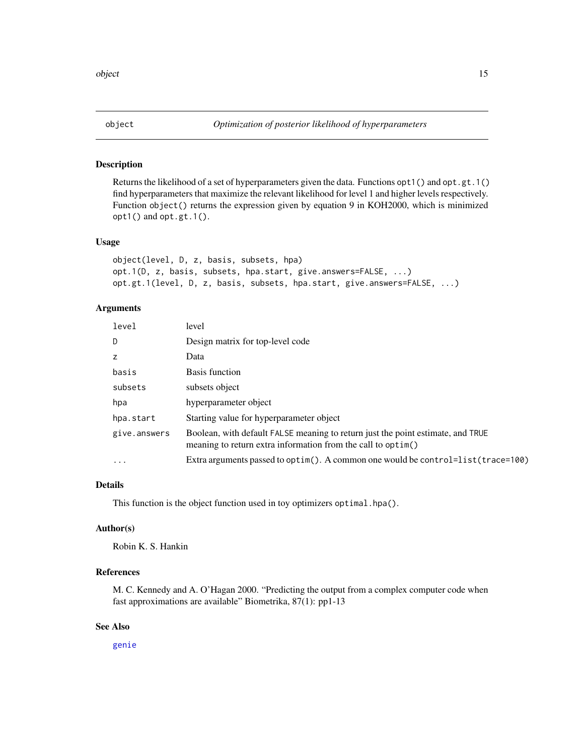# object — *Optimization of posterior likelihood of hyperparameters*

## Description

Returns the likelihood of a set of hyperparameters given the data. Functions `opt1()` and `opt.gt.1()` find hyperparameters that maximize the relevant likelihood for level 1 and higher levels respectively. Function `object()` returns the expression given by equation 9 in KOH2000, which is minimized `opt1()` and `opt.gt.1()`.

## Usage

```
object(level, D, z, basis, subsets, hpa)
opt.1(D, z, basis, subsets, hpa.start, give.answers=FALSE, ...)
opt.gt.1(level, D, z, basis, subsets, hpa.start, give.answers=FALSE, ...)
```

## Arguments

| | |
|---|---|
| `level` | level |
| `D` | Design matrix for top-level code |
| `z` | Data |
| `basis` | Basis function |
| `subsets` | subsets object |
| `hpa` | hyperparameter object |
| `hpa.start` | Starting value for hyperparameter object |
| `give.answers` | Boolean, with default `FALSE` meaning to return just the point estimate, and `TRUE` meaning to return extra information from the call to `optim()` |
| `...` | Extra arguments passed to `optim()`. A common one would be `control=list(trace=100)` |

## Details

This function is the object function used in toy optimizers `optimal.hpa()`.

## Author(s)

Robin K. S. Hankin

## References

M. C. Kennedy and A. O'Hagan 2000. "Predicting the output from a complex computer code when fast approximations are available" Biometrika, 87(1): pp1-13

## See Also

genie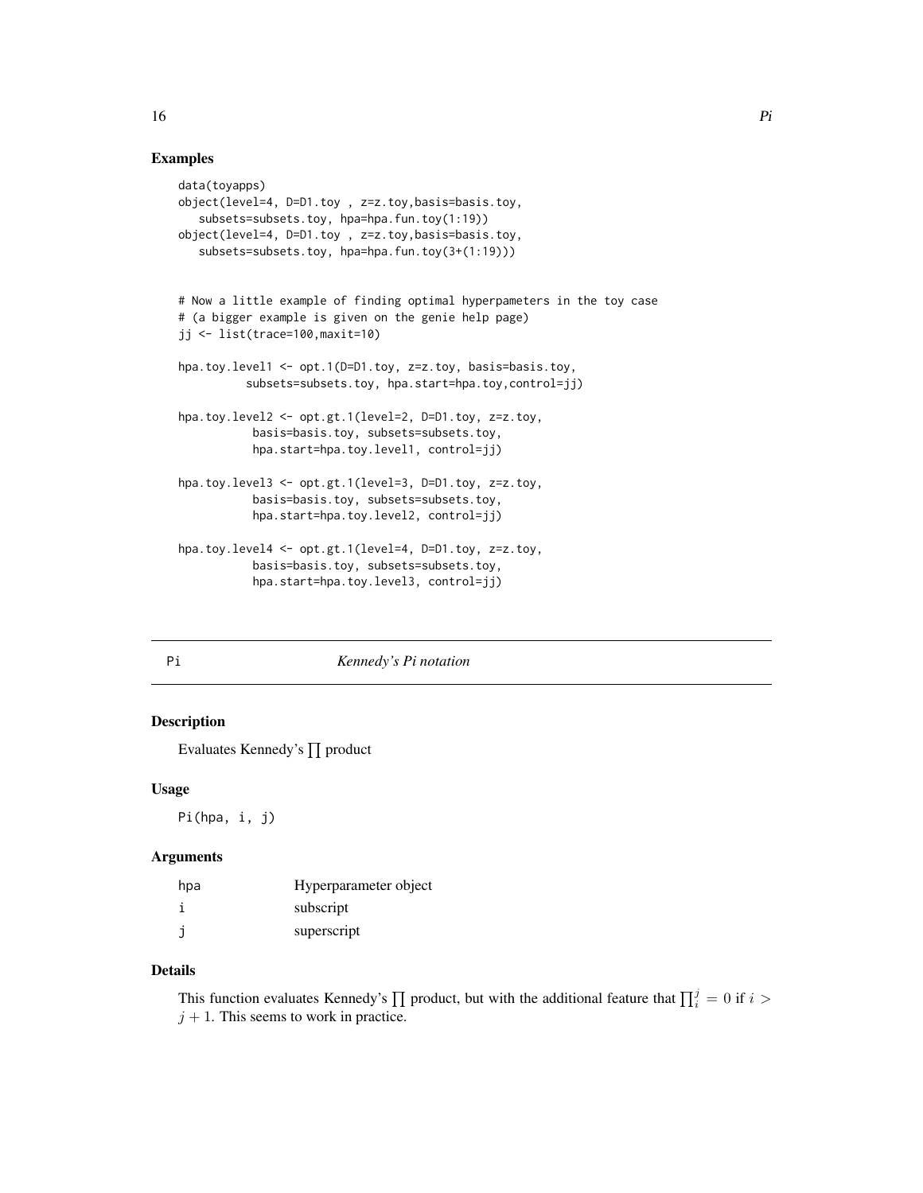## Examples

```
data(toyapps)
object(level=4, D=D1.toy , z=z.toy,basis=basis.toy,
   subsets=subsets.toy, hpa=hpa.fun.toy(1:19))
object(level=4, D=D1.toy , z=z.toy,basis=basis.toy,
   subsets=subsets.toy, hpa=hpa.fun.toy(3+(1:19)))


# Now a little example of finding optimal hyperpameters in the toy case
# (a bigger example is given on the genie help page)
jj <- list(trace=100,maxit=10)

hpa.toy.level1 <- opt.1(D=D1.toy, z=z.toy, basis=basis.toy,
          subsets=subsets.toy, hpa.start=hpa.toy,control=jj)

hpa.toy.level2 <- opt.gt.1(level=2, D=D1.toy, z=z.toy,
           basis=basis.toy, subsets=subsets.toy,
           hpa.start=hpa.toy.level1, control=jj)

hpa.toy.level3 <- opt.gt.1(level=3, D=D1.toy, z=z.toy,
           basis=basis.toy, subsets=subsets.toy,
           hpa.start=hpa.toy.level2, control=jj)

hpa.toy.level4 <- opt.gt.1(level=4, D=D1.toy, z=z.toy,
           basis=basis.toy, subsets=subsets.toy,
           hpa.start=hpa.toy.level3, control=jj)
```

---

# Pi *Kennedy's Pi notation*

---

## Description

Evaluates Kennedy's $\prod$ product

## Usage

```
Pi(hpa, i, j)
```

## Arguments

| | |
|---|---|
| hpa | Hyperparameter object |
| i | subscript |
| j | superscript |

## Details

This function evaluates Kennedy's $\prod$ product, but with the additional feature that $\prod_i^j = 0$ if $i > j + 1$. This seems to work in practice.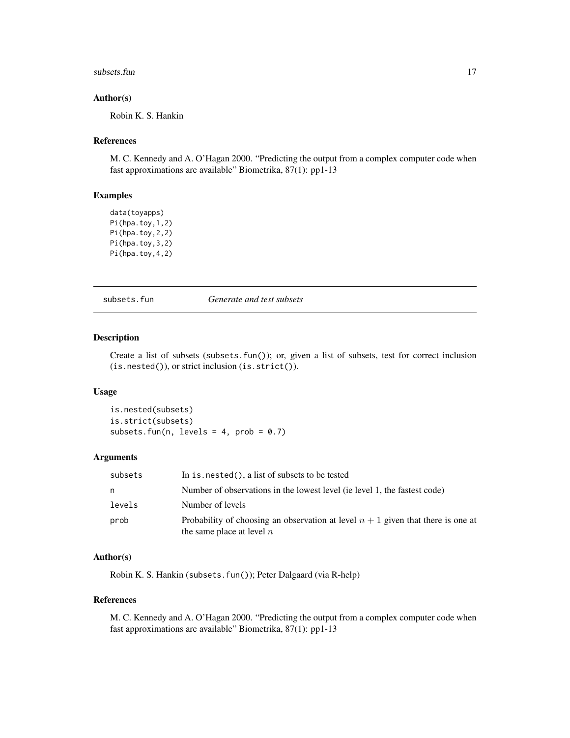### Author(s)

Robin K. S. Hankin

### References

M. C. Kennedy and A. O'Hagan 2000. "Predicting the output from a complex computer code when fast approximations are available" Biometrika, 87(1): pp1-13

### Examples

```
data(toyapps)
Pi(hpa.toy,1,2)
Pi(hpa.toy,2,2)
Pi(hpa.toy,3,2)
Pi(hpa.toy,4,2)
```

---

## subsets.fun *Generate and test subsets*

---

### Description

Create a list of subsets (`subsets.fun()`); or, given a list of subsets, test for correct inclusion (`is.nested()`), or strict inclusion (`is.strict()`).

### Usage

```
is.nested(subsets)
is.strict(subsets)
subsets.fun(n, levels = 4, prob = 0.7)
```

### Arguments

| | |
|---|---|
| subsets | In `is.nested()`, a list of subsets to be tested |
| n | Number of observations in the lowest level (ie level 1, the fastest code) |
| levels | Number of levels |
| prob | Probability of choosing an observation at level $n+1$ given that there is one at the same place at level $n$ |

### Author(s)

Robin K. S. Hankin (`subsets.fun()`); Peter Dalgaard (via R-help)

### References

M. C. Kennedy and A. O'Hagan 2000. "Predicting the output from a complex computer code when fast approximations are available" Biometrika, 87(1): pp1-13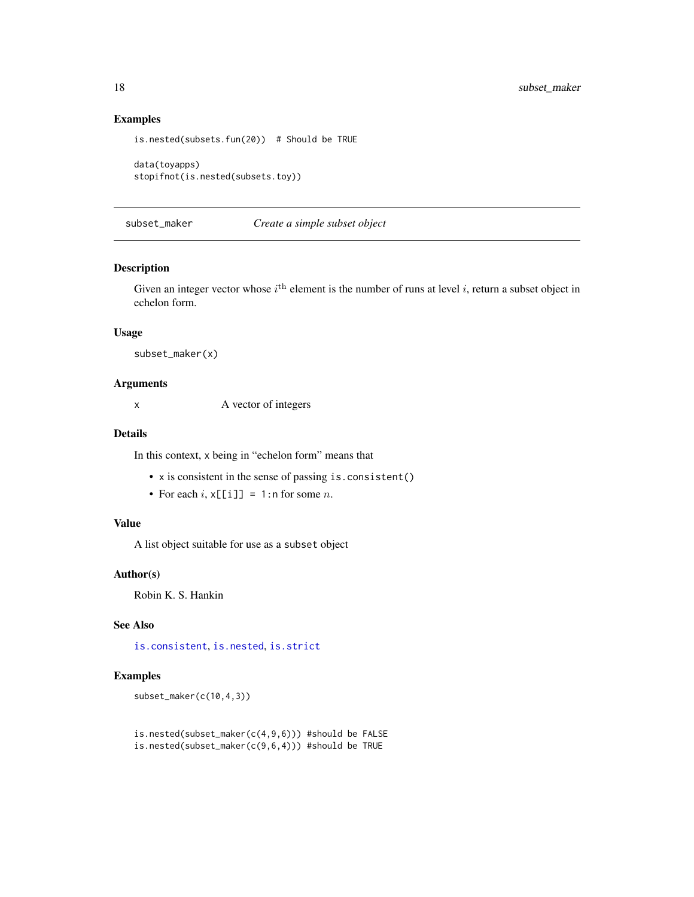## Examples

```
is.nested(subsets.fun(20))  # Should be TRUE

data(toyapps)
stopifnot(is.nested(subsets.toy))
```

---

# subset_maker — *Create a simple subset object*

## Description

Given an integer vector whose $i^{\text{th}}$ element is the number of runs at level $i$, return a subset object in echelon form.

## Usage

```
subset_maker(x)
```

## Arguments

| | |
|---|---|
| x | A vector of integers |

## Details

In this context, `x` being in "echelon form" means that

- `x` is consistent in the sense of passing `is.consistent()`
- For each $i$, `x[[i]] = 1:n` for some $n$.

## Value

A list object suitable for use as a `subset` object

## Author(s)

Robin K. S. Hankin

## See Also

`is.consistent`, `is.nested`, `is.strict`

## Examples

```
subset_maker(c(10,4,3))


is.nested(subset_maker(c(4,9,6))) #should be FALSE
is.nested(subset_maker(c(9,6,4))) #should be TRUE
```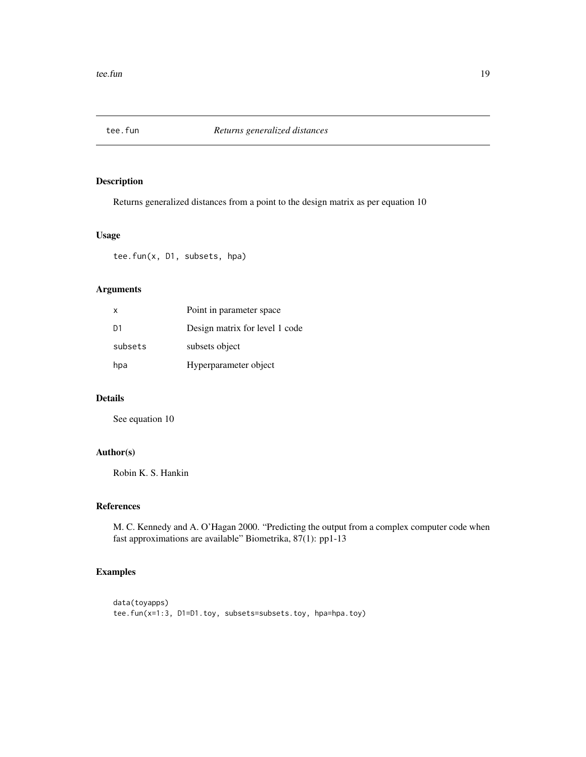# tee.fun *Returns generalized distances*

## Description

Returns generalized distances from a point to the design matrix as per equation 10

## Usage

```
tee.fun(x, D1, subsets, hpa)
```

## Arguments

| | |
|---|---|
| `x` | Point in parameter space |
| `D1` | Design matrix for level 1 code |
| `subsets` | subsets object |
| `hpa` | Hyperparameter object |

## Details

See equation 10

## Author(s)

Robin K. S. Hankin

## References

M. C. Kennedy and A. O'Hagan 2000. "Predicting the output from a complex computer code when fast approximations are available" Biometrika, 87(1): pp1-13

## Examples

```
data(toyapps)
tee.fun(x=1:3, D1=D1.toy, subsets=subsets.toy, hpa=hpa.toy)
```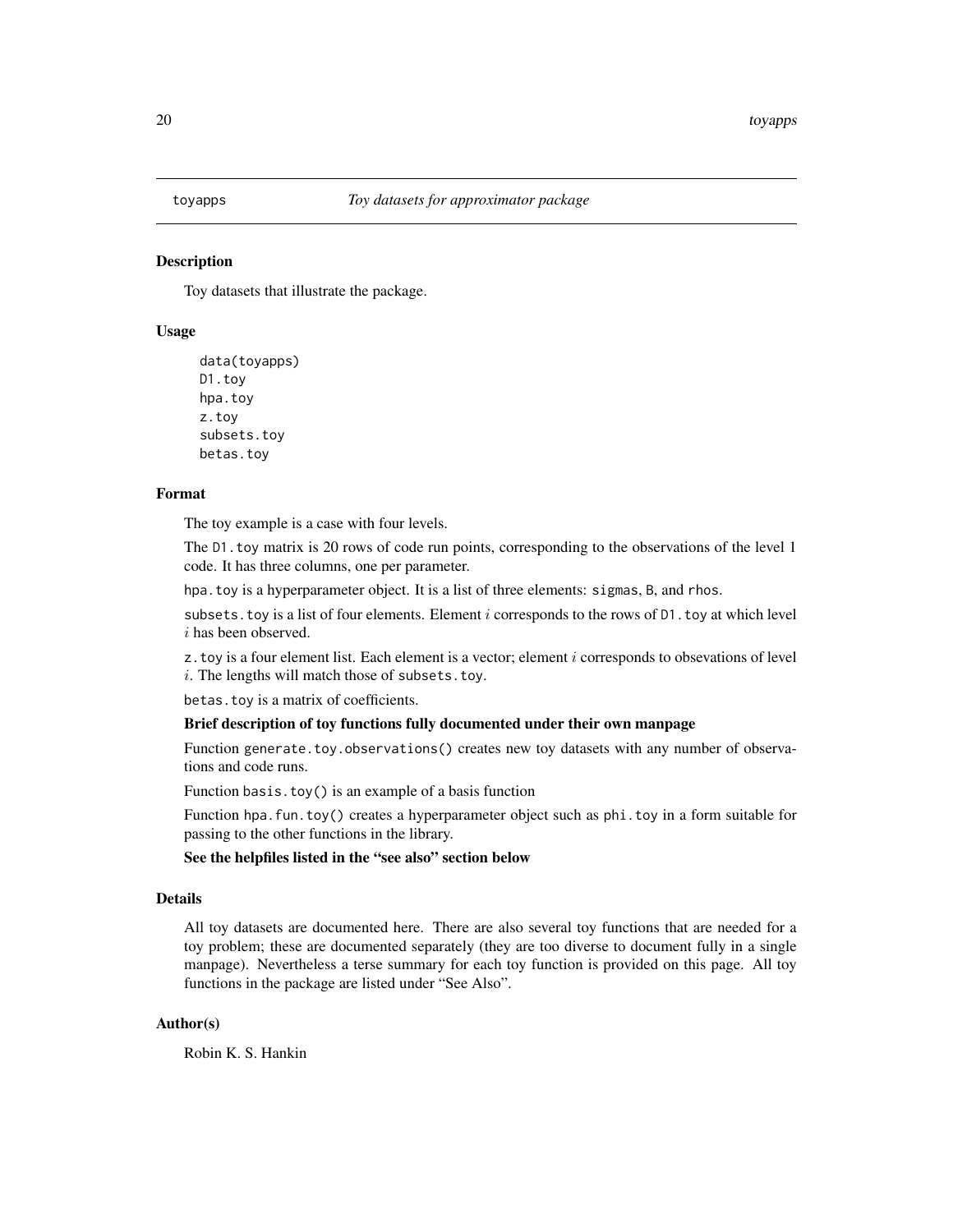toyapps *Toy datasets for approximator package*

## Description

Toy datasets that illustrate the package.

## Usage

```
data(toyapps)
D1.toy
hpa.toy
z.toy
subsets.toy
betas.toy
```

## Format

The toy example is a case with four levels.

The `D1.toy` matrix is 20 rows of code run points, corresponding to the observations of the level 1 code. It has three columns, one per parameter.

`hpa.toy` is a hyperparameter object. It is a list of three elements: `sigmas`, `B`, and `rhos`.

`subsets.toy` is a list of four elements. Element $i$ corresponds to the rows of `D1.toy` at which level $i$ has been observed.

`z.toy` is a four element list. Each element is a vector; element $i$ corresponds to obsevations of level $i$. The lengths will match those of `subsets.toy`.

`betas.toy` is a matrix of coefficients.

**Brief description of toy functions fully documented under their own manpage**

Function `generate.toy.observations()` creates new toy datasets with any number of observations and code runs.

Function `basis.toy()` is an example of a basis function

Function `hpa.fun.toy()` creates a hyperparameter object such as `phi.toy` in a form suitable for passing to the other functions in the library.

**See the helpfiles listed in the "see also" section below**

## Details

All toy datasets are documented here. There are also several toy functions that are needed for a toy problem; these are documented separately (they are too diverse to document fully in a single manpage). Nevertheless a terse summary for each toy function is provided on this page. All toy functions in the package are listed under "See Also".

## Author(s)

Robin K. S. Hankin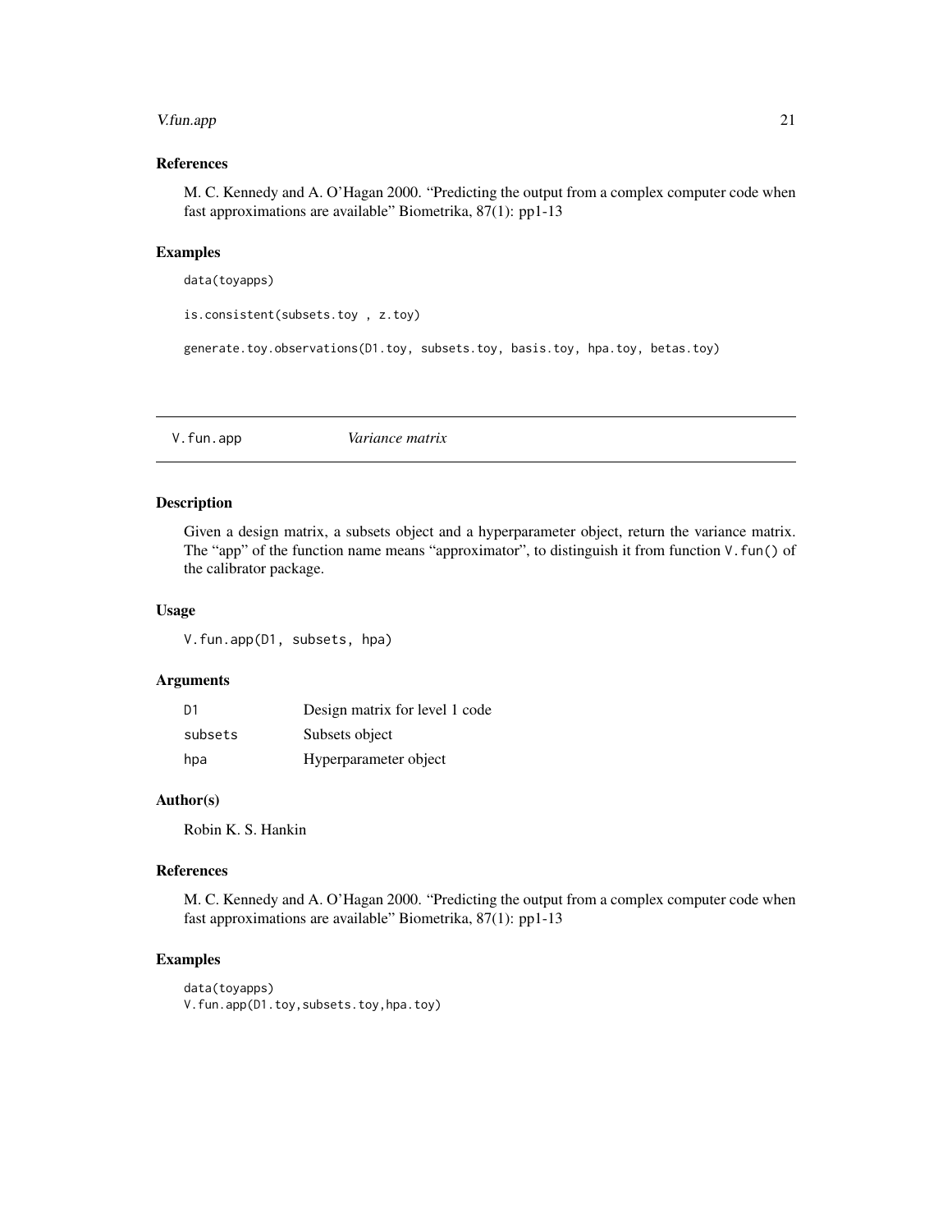### References

M. C. Kennedy and A. O'Hagan 2000. "Predicting the output from a complex computer code when fast approximations are available" Biometrika, 87(1): pp1-13

### Examples

```
data(toyapps)

is.consistent(subsets.toy , z.toy)

generate.toy.observations(D1.toy, subsets.toy, basis.toy, hpa.toy, betas.toy)
```

---

## V.fun.app *Variance matrix*

---

### Description

Given a design matrix, a subsets object and a hyperparameter object, return the variance matrix. The "app" of the function name means "approximator", to distinguish it from function `V.fun()` of the calibrator package.

### Usage

```
V.fun.app(D1, subsets, hpa)
```

### Arguments

| | |
|---|---|
| D1 | Design matrix for level 1 code |
| subsets | Subsets object |
| hpa | Hyperparameter object |

### Author(s)

Robin K. S. Hankin

### References

M. C. Kennedy and A. O'Hagan 2000. "Predicting the output from a complex computer code when fast approximations are available" Biometrika, 87(1): pp1-13

### Examples

```
data(toyapps)
V.fun.app(D1.toy,subsets.toy,hpa.toy)
```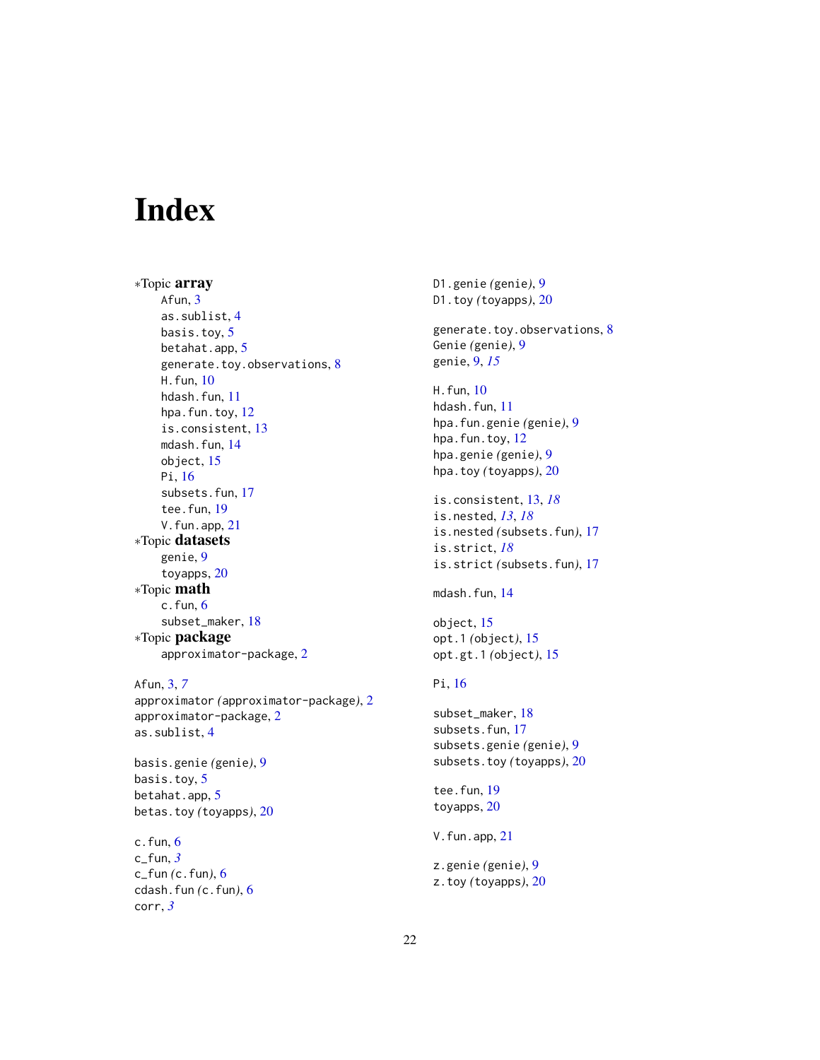# Index

*Topic **array**
- Afun, 3
- as.sublist, 4
- basis.toy, 5
- betahat.app, 5
- generate.toy.observations, 8
- H.fun, 10
- hdash.fun, 11
- hpa.fun.toy, 12
- is.consistent, 13
- mdash.fun, 14
- object, 15
- Pi, 16
- subsets.fun, 17
- tee.fun, 19
- V.fun.app, 21

*Topic **datasets**
- genie, 9
- toyapps, 20

*Topic **math**
- c.fun, 6
- subset_maker, 18

*Topic **package**
- approximator-package, 2

Afun, 3, *7*
approximator *(*approximator-package*)*, 2
approximator-package, 2
as.sublist, 4

basis.genie *(*genie*)*, 9
basis.toy, 5
betahat.app, 5
betas.toy *(*toyapps*)*, 20

c.fun, 6
c_fun, *3*
c_fun *(*c.fun*)*, 6
cdash.fun *(*c.fun*)*, 6
corr, *3*

D1.genie *(*genie*)*, 9
D1.toy *(*toyapps*)*, 20

generate.toy.observations, 8
Genie *(*genie*)*, 9
genie, 9, *15*

H.fun, 10
hdash.fun, 11
hpa.fun.genie *(*genie*)*, 9
hpa.fun.toy, 12
hpa.genie *(*genie*)*, 9
hpa.toy *(*toyapps*)*, 20

is.consistent, 13, *18*
is.nested, *13*, *18*
is.nested *(*subsets.fun*)*, 17
is.strict, *18*
is.strict *(*subsets.fun*)*, 17

mdash.fun, 14

object, 15
opt.1 *(*object*)*, 15
opt.gt.1 *(*object*)*, 15

Pi, 16

subset_maker, 18
subsets.fun, 17
subsets.genie *(*genie*)*, 9
subsets.toy *(*toyapps*)*, 20

tee.fun, 19
toyapps, 20

V.fun.app, 21

z.genie *(*genie*)*, 9
z.toy *(*toyapps*)*, 20